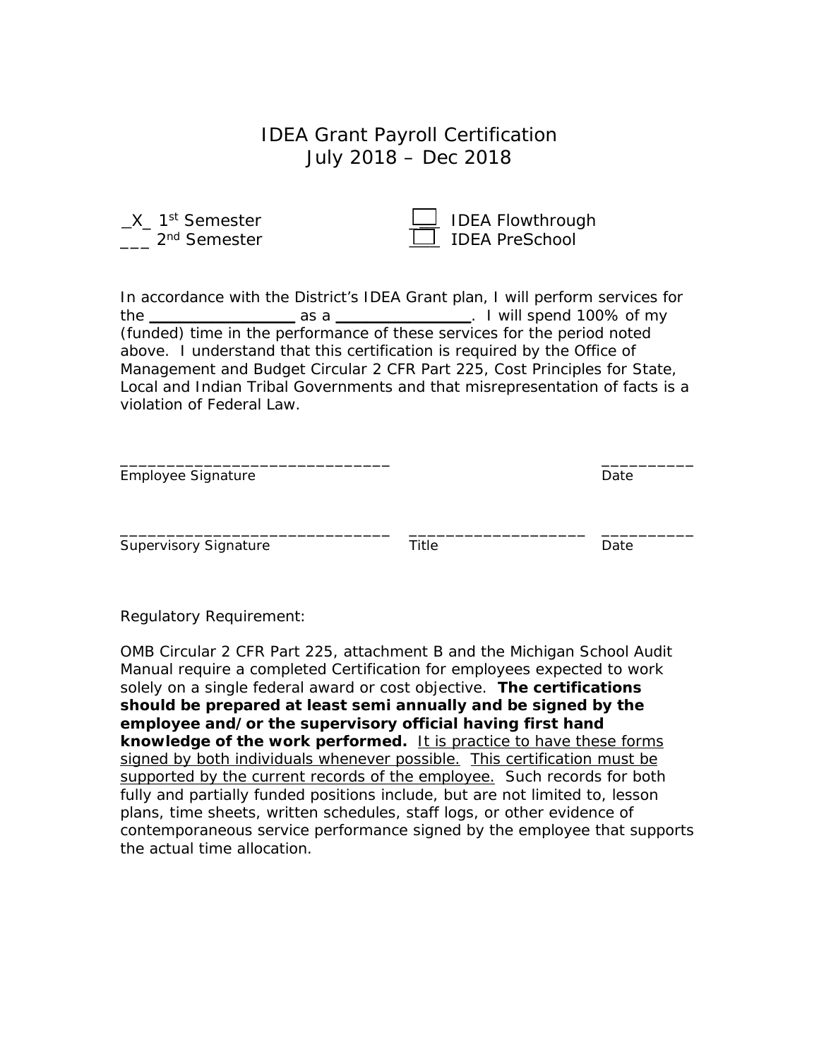# IDEA Grant Payroll Certification
## July 2018 – Dec 2018

_X_ 1st Semester
___ 2nd Semester

☐ IDEA Flowthrough
☐ IDEA PreSchool

In accordance with the District's IDEA Grant plan, I will perform services for the ________________ as a _______________. I will spend 100% of my (funded) time in the performance of these services for the period noted above. I understand that this certification is required by the Office of Management and Budget Circular 2 CFR Part 225, Cost Principles for State, Local and Indian Tribal Governments and that misrepresentation of facts is a violation of Federal Law.

_____________________________ __________
Employee Signature Date

_____________________________ ___________________ __________
Supervisory Signature Title Date

Regulatory Requirement:

OMB Circular 2 CFR Part 225, attachment B and the Michigan School Audit Manual require a completed Certification for employees expected to work solely on a single federal award or cost objective. **The certifications should be prepared at least semi annually and be signed by the employee and/or the supervisory official having first hand knowledge of the work performed.** It is practice to have these forms signed by both individuals whenever possible. This certification must be supported by the current records of the employee. Such records for both fully and partially funded positions include, but are not limited to, lesson plans, time sheets, written schedules, staff logs, or other evidence of contemporaneous service performance signed by the employee that supports the actual time allocation.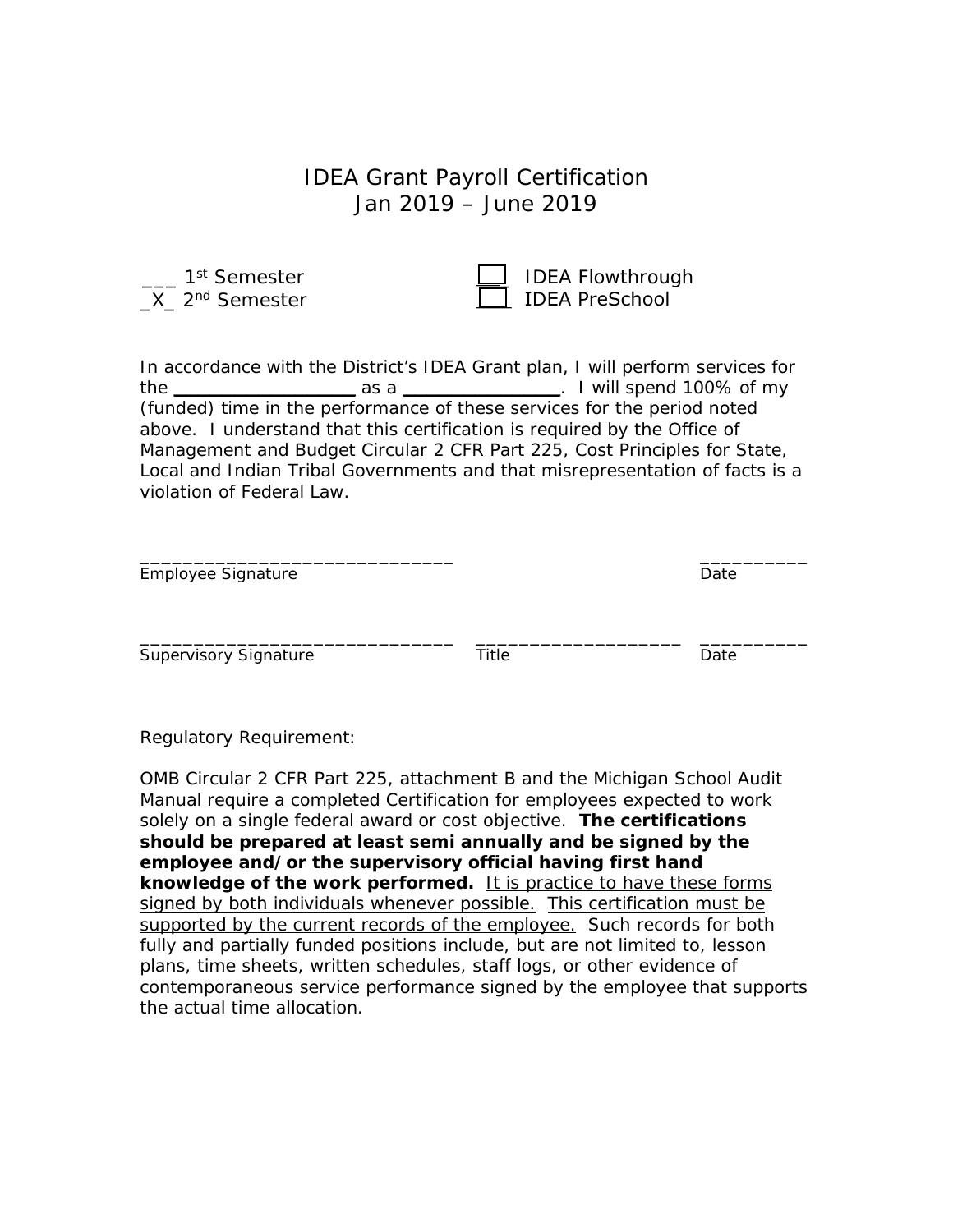# IDEA Grant Payroll Certification

Jan 2019 – June 2019

___ 1st Semester
_X_ 2nd Semester

☐ IDEA Flowthrough
☐ IDEA PreSchool

In accordance with the District's IDEA Grant plan, I will perform services for the ________________ as a ______________. I will spend 100% of my (funded) time in the performance of these services for the period noted above. I understand that this certification is required by the Office of Management and Budget Circular 2 CFR Part 225, Cost Principles for State, Local and Indian Tribal Governments and that misrepresentation of facts is a violation of Federal Law.

______________________________ __________
Employee Signature Date

______________________________ ___________________ __________
Supervisory Signature Title Date

Regulatory Requirement:

OMB Circular 2 CFR Part 225, attachment B and the Michigan School Audit Manual require a completed Certification for employees expected to work solely on a single federal award or cost objective. **The certifications should be prepared at least semi annually and be signed by the employee and/or the supervisory official having first hand knowledge of the work performed.** <u>It is practice to have these forms signed by both individuals whenever possible.</u> <u>This certification must be supported by the current records of the employee.</u> Such records for both fully and partially funded positions include, but are not limited to, lesson plans, time sheets, written schedules, staff logs, or other evidence of contemporaneous service performance signed by the employee that supports the actual time allocation.